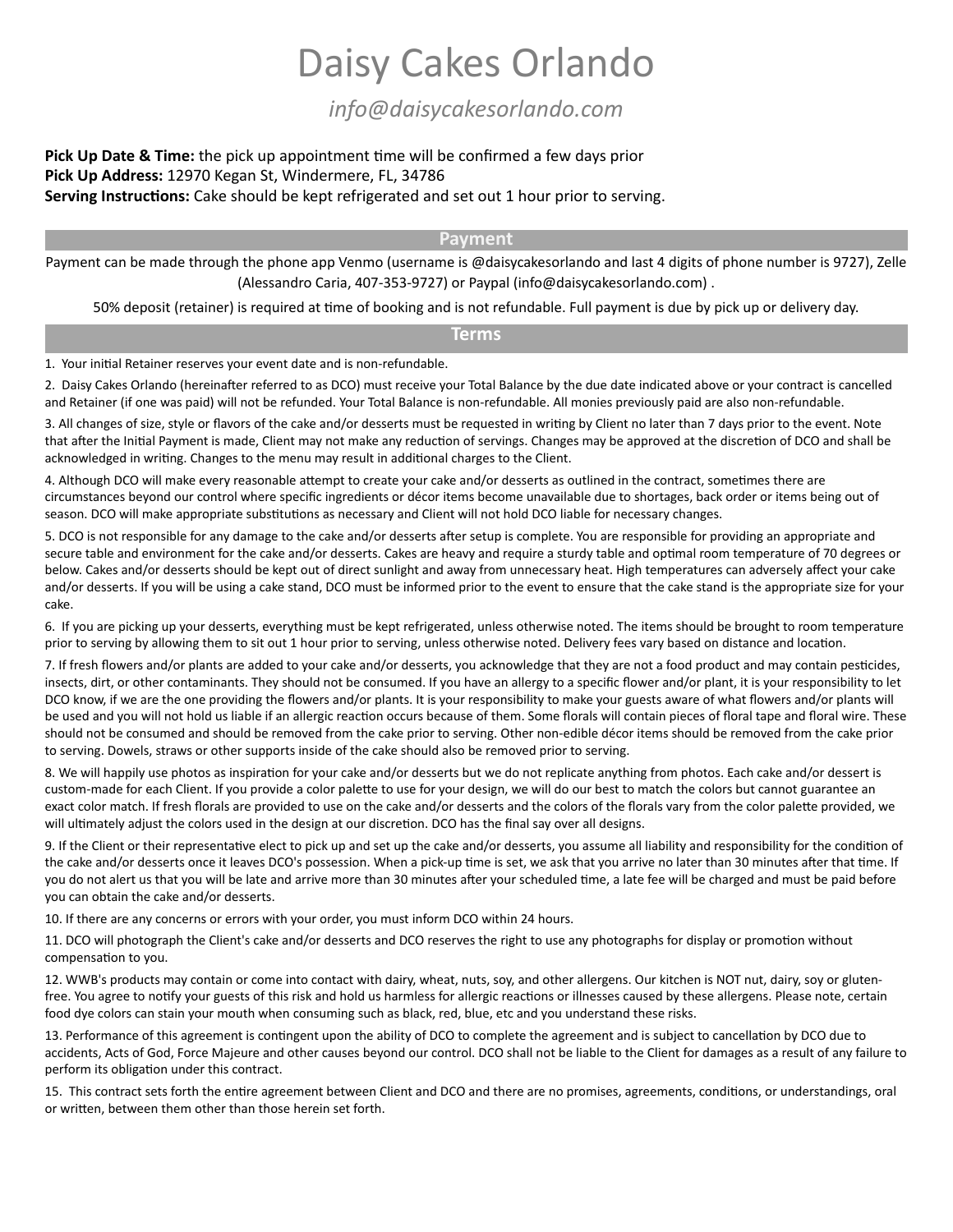# Daisy Cakes Orlando

*info@daisycakesorlando.com*

**Pick Up Date & Time:** the pick up appointment time will be confirmed a few days prior
**Pick Up Address:** 12970 Kegan St, Windermere, FL, 34786
**Serving Instructions:** Cake should be kept refrigerated and set out 1 hour prior to serving.

## Payment

Payment can be made through the phone app Venmo (username is @daisycakesorlando and last 4 digits of phone number is 9727), Zelle (Alessandro Caria, 407-353-9727) or Paypal (info@daisycakesorlando.com) .

50% deposit (retainer) is required at time of booking and is not refundable. Full payment is due by pick up or delivery day.

## Terms

1. Your initial Retainer reserves your event date and is non-refundable.

2. Daisy Cakes Orlando (hereinafter referred to as DCO) must receive your Total Balance by the due date indicated above or your contract is cancelled and Retainer (if one was paid) will not be refunded. Your Total Balance is non-refundable. All monies previously paid are also non-refundable.

3. All changes of size, style or flavors of the cake and/or desserts must be requested in writing by Client no later than 7 days prior to the event. Note that after the Initial Payment is made, Client may not make any reduction of servings. Changes may be approved at the discretion of DCO and shall be acknowledged in writing. Changes to the menu may result in additional charges to the Client.

4. Although DCO will make every reasonable attempt to create your cake and/or desserts as outlined in the contract, sometimes there are circumstances beyond our control where specific ingredients or décor items become unavailable due to shortages, back order or items being out of season. DCO will make appropriate substitutions as necessary and Client will not hold DCO liable for necessary changes.

5. DCO is not responsible for any damage to the cake and/or desserts after setup is complete. You are responsible for providing an appropriate and secure table and environment for the cake and/or desserts. Cakes are heavy and require a sturdy table and optimal room temperature of 70 degrees or below. Cakes and/or desserts should be kept out of direct sunlight and away from unnecessary heat. High temperatures can adversely affect your cake and/or desserts. If you will be using a cake stand, DCO must be informed prior to the event to ensure that the cake stand is the appropriate size for your cake.

6. If you are picking up your desserts, everything must be kept refrigerated, unless otherwise noted. The items should be brought to room temperature prior to serving by allowing them to sit out 1 hour prior to serving, unless otherwise noted. Delivery fees vary based on distance and location.

7. If fresh flowers and/or plants are added to your cake and/or desserts, you acknowledge that they are not a food product and may contain pesticides, insects, dirt, or other contaminants. They should not be consumed. If you have an allergy to a specific flower and/or plant, it is your responsibility to let DCO know, if we are the one providing the flowers and/or plants. It is your responsibility to make your guests aware of what flowers and/or plants will be used and you will not hold us liable if an allergic reaction occurs because of them. Some florals will contain pieces of floral tape and floral wire. These should not be consumed and should be removed from the cake prior to serving. Other non-edible décor items should be removed from the cake prior to serving. Dowels, straws or other supports inside of the cake should also be removed prior to serving.

8. We will happily use photos as inspiration for your cake and/or desserts but we do not replicate anything from photos. Each cake and/or dessert is custom-made for each Client. If you provide a color palette to use for your design, we will do our best to match the colors but cannot guarantee an exact color match. If fresh florals are provided to use on the cake and/or desserts and the colors of the florals vary from the color palette provided, we will ultimately adjust the colors used in the design at our discretion. DCO has the final say over all designs.

9. If the Client or their representative elect to pick up and set up the cake and/or desserts, you assume all liability and responsibility for the condition of the cake and/or desserts once it leaves DCO's possession. When a pick-up time is set, we ask that you arrive no later than 30 minutes after that time. If you do not alert us that you will be late and arrive more than 30 minutes after your scheduled time, a late fee will be charged and must be paid before you can obtain the cake and/or desserts.

10. If there are any concerns or errors with your order, you must inform DCO within 24 hours.

11. DCO will photograph the Client's cake and/or desserts and DCO reserves the right to use any photographs for display or promotion without compensation to you.

12. WWB's products may contain or come into contact with dairy, wheat, nuts, soy, and other allergens. Our kitchen is NOT nut, dairy, soy or gluten-free. You agree to notify your guests of this risk and hold us harmless for allergic reactions or illnesses caused by these allergens. Please note, certain food dye colors can stain your mouth when consuming such as black, red, blue, etc and you understand these risks.

13. Performance of this agreement is contingent upon the ability of DCO to complete the agreement and is subject to cancellation by DCO due to accidents, Acts of God, Force Majeure and other causes beyond our control. DCO shall not be liable to the Client for damages as a result of any failure to perform its obligation under this contract.

15. This contract sets forth the entire agreement between Client and DCO and there are no promises, agreements, conditions, or understandings, oral or written, between them other than those herein set forth.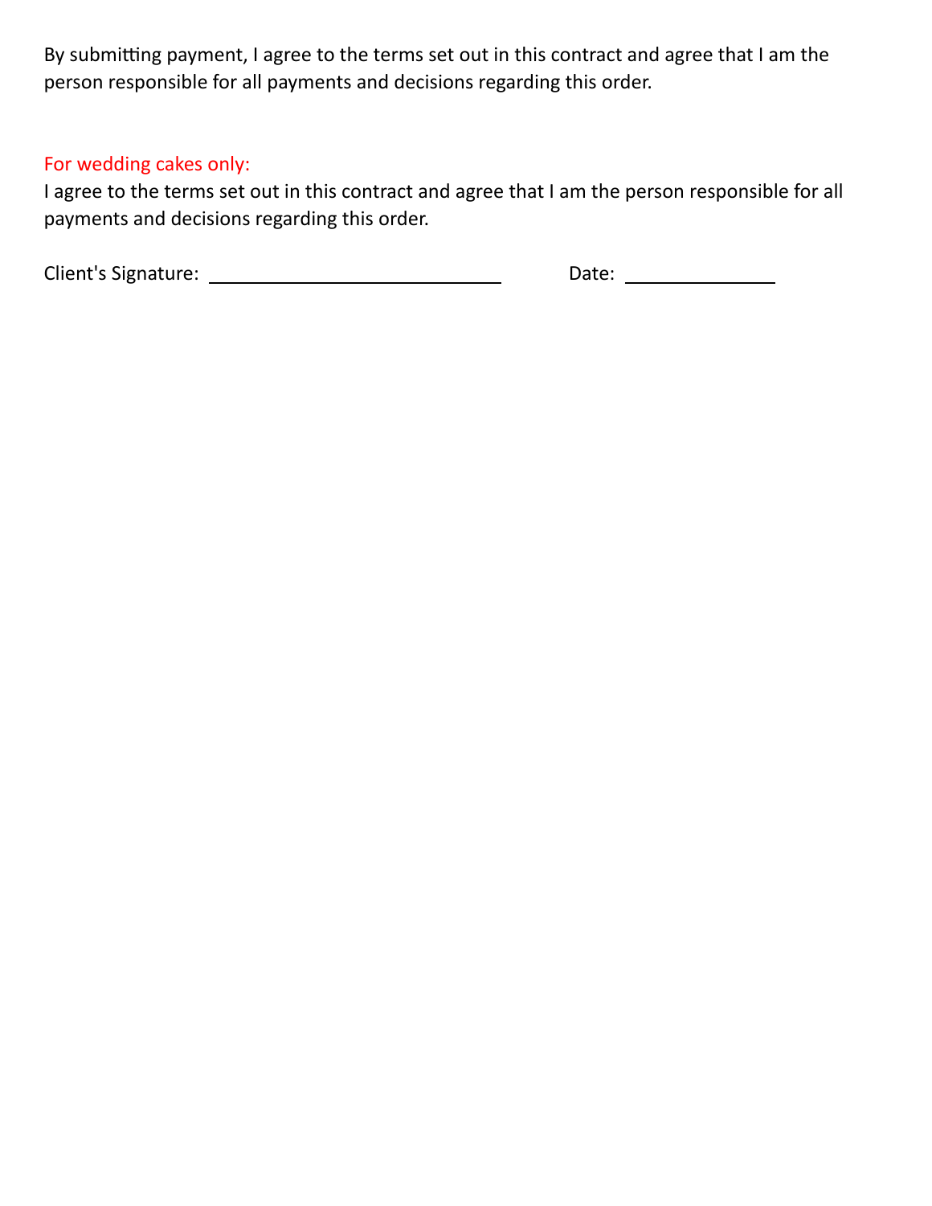By submitting payment, I agree to the terms set out in this contract and agree that I am the person responsible for all payments and decisions regarding this order.

For wedding cakes only:

I agree to the terms set out in this contract and agree that I am the person responsible for all payments and decisions regarding this order.

Client's Signature: ______________________________ Date: _______________